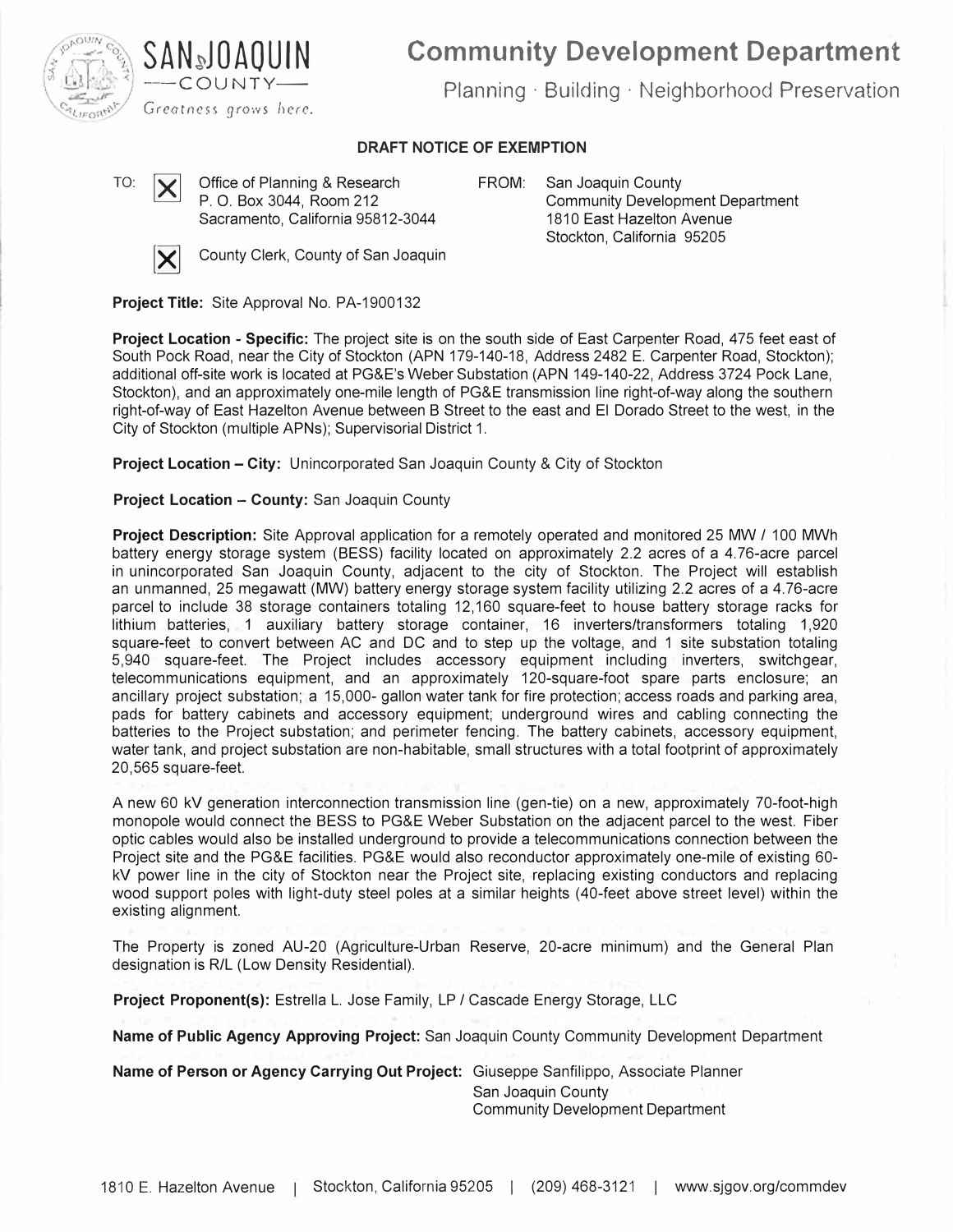# Community Development Department

Planning · Building · Neighborhood Preservation

SAN JOAQUIN COUNTY
*Greatness grows here.*

## DRAFT NOTICE OF EXEMPTION

TO: ☒ Office of Planning & Research
P. O. Box 3044, Room 212
Sacramento, California 95812-3044

☒ County Clerk, County of San Joaquin

FROM: San Joaquin County
Community Development Department
1810 East Hazelton Avenue
Stockton, California 95205

**Project Title:** Site Approval No. PA-1900132

**Project Location - Specific:** The project site is on the south side of East Carpenter Road, 475 feet east of South Pock Road, near the City of Stockton (APN 179-140-18, Address 2482 E. Carpenter Road, Stockton); additional off-site work is located at PG&E's Weber Substation (APN 149-140-22, Address 3724 Pock Lane, Stockton), and an approximately one-mile length of PG&E transmission line right-of-way along the southern right-of-way of East Hazelton Avenue between B Street to the east and El Dorado Street to the west, in the City of Stockton (multiple APNs); Supervisorial District 1.

**Project Location – City:** Unincorporated San Joaquin County & City of Stockton

**Project Location – County:** San Joaquin County

**Project Description:** Site Approval application for a remotely operated and monitored 25 MW / 100 MWh battery energy storage system (BESS) facility located on approximately 2.2 acres of a 4.76-acre parcel in unincorporated San Joaquin County, adjacent to the city of Stockton. The Project will establish an unmanned, 25 megawatt (MW) battery energy storage system facility utilizing 2.2 acres of a 4.76-acre parcel to include 38 storage containers totaling 12,160 square-feet to house battery storage racks for lithium batteries, 1 auxiliary battery storage container, 16 inverters/transformers totaling 1,920 square-feet to convert between AC and DC and to step up the voltage, and 1 site substation totaling 5,940 square-feet. The Project includes accessory equipment including inverters, switchgear, telecommunications equipment, and an approximately 120-square-foot spare parts enclosure; an ancillary project substation; a 15,000- gallon water tank for fire protection; access roads and parking area, pads for battery cabinets and accessory equipment; underground wires and cabling connecting the batteries to the Project substation; and perimeter fencing. The battery cabinets, accessory equipment, water tank, and project substation are non-habitable, small structures with a total footprint of approximately 20,565 square-feet.

A new 60 kV generation interconnection transmission line (gen-tie) on a new, approximately 70-foot-high monopole would connect the BESS to PG&E Weber Substation on the adjacent parcel to the west. Fiber optic cables would also be installed underground to provide a telecommunications connection between the Project site and the PG&E facilities. PG&E would also reconductor approximately one-mile of existing 60-kV power line in the city of Stockton near the Project site, replacing existing conductors and replacing wood support poles with light-duty steel poles at a similar heights (40-feet above street level) within the existing alignment.

The Property is zoned AU-20 (Agriculture-Urban Reserve, 20-acre minimum) and the General Plan designation is R/L (Low Density Residential).

**Project Proponent(s):** Estrella L. Jose Family, LP / Cascade Energy Storage, LLC

**Name of Public Agency Approving Project:** San Joaquin County Community Development Department

**Name of Person or Agency Carrying Out Project:** Giuseppe Sanfilippo, Associate Planner
San Joaquin County
Community Development Department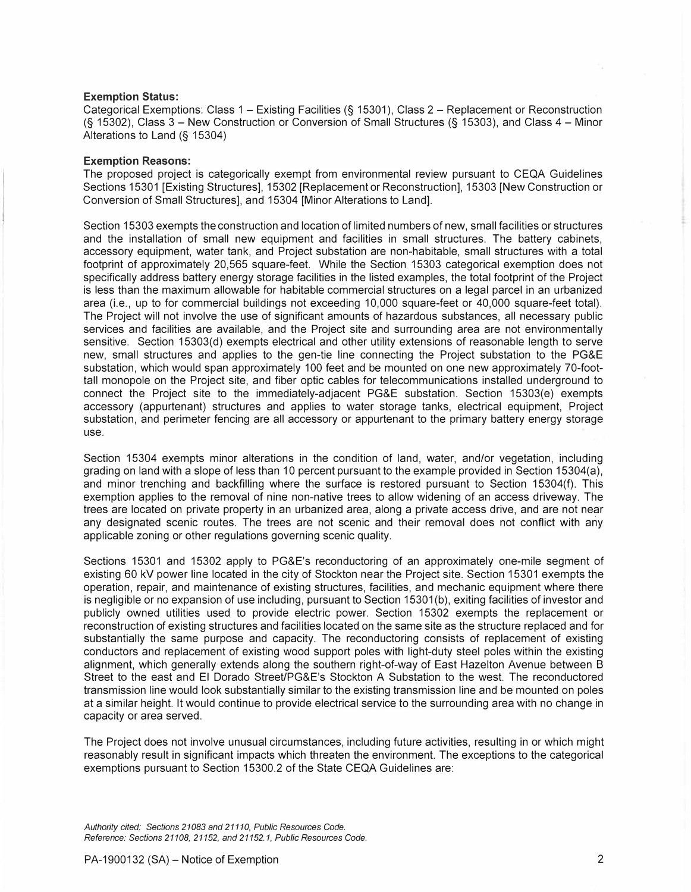**Exemption Status:**
Categorical Exemptions: Class 1 – Existing Facilities (§ 15301), Class 2 – Replacement or Reconstruction (§ 15302), Class 3 – New Construction or Conversion of Small Structures (§ 15303), and Class 4 – Minor Alterations to Land (§ 15304)

**Exemption Reasons:**
The proposed project is categorically exempt from environmental review pursuant to CEQA Guidelines Sections 15301 [Existing Structures], 15302 [Replacement or Reconstruction], 15303 [New Construction or Conversion of Small Structures], and 15304 [Minor Alterations to Land].

Section 15303 exempts the construction and location of limited numbers of new, small facilities or structures and the installation of small new equipment and facilities in small structures. The battery cabinets, accessory equipment, water tank, and Project substation are non-habitable, small structures with a total footprint of approximately 20,565 square-feet. While the Section 15303 categorical exemption does not specifically address battery energy storage facilities in the listed examples, the total footprint of the Project is less than the maximum allowable for habitable commercial structures on a legal parcel in an urbanized area (i.e., up to for commercial buildings not exceeding 10,000 square-feet or 40,000 square-feet total). The Project will not involve the use of significant amounts of hazardous substances, all necessary public services and facilities are available, and the Project site and surrounding area are not environmentally sensitive. Section 15303(d) exempts electrical and other utility extensions of reasonable length to serve new, small structures and applies to the gen-tie line connecting the Project substation to the PG&E substation, which would span approximately 100 feet and be mounted on one new approximately 70-foot-tall monopole on the Project site, and fiber optic cables for telecommunications installed underground to connect the Project site to the immediately-adjacent PG&E substation. Section 15303(e) exempts accessory (appurtenant) structures and applies to water storage tanks, electrical equipment, Project substation, and perimeter fencing are all accessory or appurtenant to the primary battery energy storage use.

Section 15304 exempts minor alterations in the condition of land, water, and/or vegetation, including grading on land with a slope of less than 10 percent pursuant to the example provided in Section 15304(a), and minor trenching and backfilling where the surface is restored pursuant to Section 15304(f). This exemption applies to the removal of nine non-native trees to allow widening of an access driveway. The trees are located on private property in an urbanized area, along a private access drive, and are not near any designated scenic routes. The trees are not scenic and their removal does not conflict with any applicable zoning or other regulations governing scenic quality.

Sections 15301 and 15302 apply to PG&E's reconductoring of an approximately one-mile segment of existing 60 kV power line located in the city of Stockton near the Project site. Section 15301 exempts the operation, repair, and maintenance of existing structures, facilities, and mechanic equipment where there is negligible or no expansion of use including, pursuant to Section 15301(b), exiting facilities of investor and publicly owned utilities used to provide electric power. Section 15302 exempts the replacement or reconstruction of existing structures and facilities located on the same site as the structure replaced and for substantially the same purpose and capacity. The reconductoring consists of replacement of existing conductors and replacement of existing wood support poles with light-duty steel poles within the existing alignment, which generally extends along the southern right-of-way of East Hazelton Avenue between B Street to the east and El Dorado Street/PG&E's Stockton A Substation to the west. The reconductored transmission line would look substantially similar to the existing transmission line and be mounted on poles at a similar height. It would continue to provide electrical service to the surrounding area with no change in capacity or area served.

The Project does not involve unusual circumstances, including future activities, resulting in or which might reasonably result in significant impacts which threaten the environment. The exceptions to the categorical exemptions pursuant to Section 15300.2 of the State CEQA Guidelines are:

*Authority cited: Sections 21083 and 21110, Public Resources Code.*
*Reference: Sections 21108, 21152, and 21152.1, Public Resources Code.*

PA-1900132 (SA) – Notice of Exemption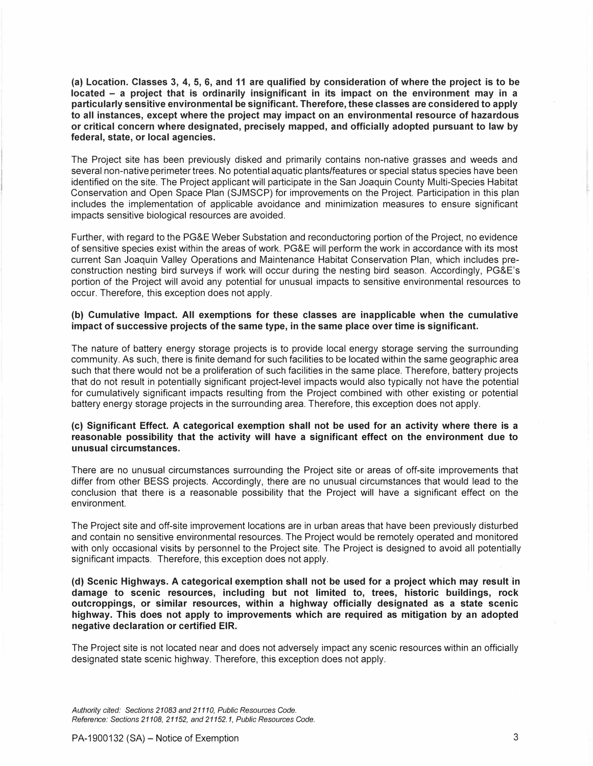**(a) Location. Classes 3, 4, 5, 6, and 11 are qualified by consideration of where the project is to be located – a project that is ordinarily insignificant in its impact on the environment may in a particularly sensitive environmental be significant. Therefore, these classes are considered to apply to all instances, except where the project may impact on an environmental resource of hazardous or critical concern where designated, precisely mapped, and officially adopted pursuant to law by federal, state, or local agencies.**

The Project site has been previously disked and primarily contains non-native grasses and weeds and several non-native perimeter trees. No potential aquatic plants/features or special status species have been identified on the site. The Project applicant will participate in the San Joaquin County Multi-Species Habitat Conservation and Open Space Plan (SJMSCP) for improvements on the Project. Participation in this plan includes the implementation of applicable avoidance and minimization measures to ensure significant impacts sensitive biological resources are avoided.

Further, with regard to the PG&E Weber Substation and reconductoring portion of the Project, no evidence of sensitive species exist within the areas of work. PG&E will perform the work in accordance with its most current San Joaquin Valley Operations and Maintenance Habitat Conservation Plan, which includes pre-construction nesting bird surveys if work will occur during the nesting bird season. Accordingly, PG&E's portion of the Project will avoid any potential for unusual impacts to sensitive environmental resources to occur. Therefore, this exception does not apply.

**(b) Cumulative Impact. All exemptions for these classes are inapplicable when the cumulative impact of successive projects of the same type, in the same place over time is significant.**

The nature of battery energy storage projects is to provide local energy storage serving the surrounding community. As such, there is finite demand for such facilities to be located within the same geographic area such that there would not be a proliferation of such facilities in the same place. Therefore, battery projects that do not result in potentially significant project-level impacts would also typically not have the potential for cumulatively significant impacts resulting from the Project combined with other existing or potential battery energy storage projects in the surrounding area. Therefore, this exception does not apply.

**(c) Significant Effect. A categorical exemption shall not be used for an activity where there is a reasonable possibility that the activity will have a significant effect on the environment due to unusual circumstances.**

There are no unusual circumstances surrounding the Project site or areas of off-site improvements that differ from other BESS projects. Accordingly, there are no unusual circumstances that would lead to the conclusion that there is a reasonable possibility that the Project will have a significant effect on the environment.

The Project site and off-site improvement locations are in urban areas that have been previously disturbed and contain no sensitive environmental resources. The Project would be remotely operated and monitored with only occasional visits by personnel to the Project site. The Project is designed to avoid all potentially significant impacts. Therefore, this exception does not apply.

**(d) Scenic Highways. A categorical exemption shall not be used for a project which may result in damage to scenic resources, including but not limited to, trees, historic buildings, rock outcroppings, or similar resources, within a highway officially designated as a state scenic highway. This does not apply to improvements which are required as mitigation by an adopted negative declaration or certified EIR.**

The Project site is not located near and does not adversely impact any scenic resources within an officially designated state scenic highway. Therefore, this exception does not apply.

*Authority cited: Sections 21083 and 21110, Public Resources Code.*
*Reference: Sections 21108, 21152, and 21152.1, Public Resources Code.*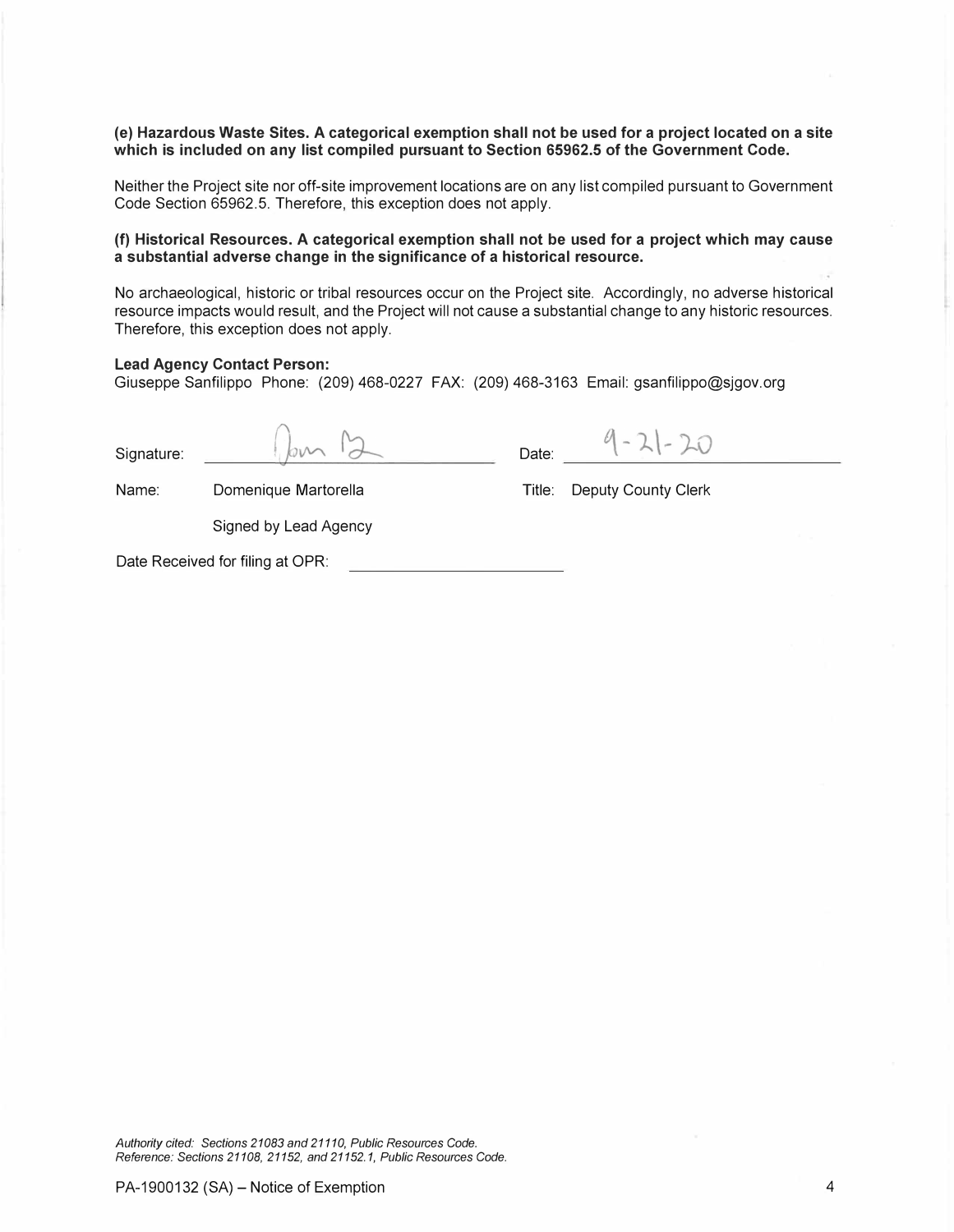**(e) Hazardous Waste Sites. A categorical exemption shall not be used for a project located on a site which is included on any list compiled pursuant to Section 65962.5 of the Government Code.**

Neither the Project site nor off-site improvement locations are on any list compiled pursuant to Government Code Section 65962.5. Therefore, this exception does not apply.

**(f) Historical Resources. A categorical exemption shall not be used for a project which may cause a substantial adverse change in the significance of a historical resource.**

No archaeological, historic or tribal resources occur on the Project site. Accordingly, no adverse historical resource impacts would result, and the Project will not cause a substantial change to any historic resources. Therefore, this exception does not apply.

**Lead Agency Contact Person:**
Giuseppe Sanfilippo Phone: (209) 468-0227 FAX: (209) 468-3163 Email: gsanfilippo@sjgov.org

Signature: Dom M Date: 9-21-20

Name: Domenique Martorella Title: Deputy County Clerk

Signed by Lead Agency

Date Received for filing at OPR: ______________________

*Authority cited: Sections 21083 and 21110, Public Resources Code.*
*Reference: Sections 21108, 21152, and 21152.1, Public Resources Code.*

PA-1900132 (SA) – Notice of Exemption